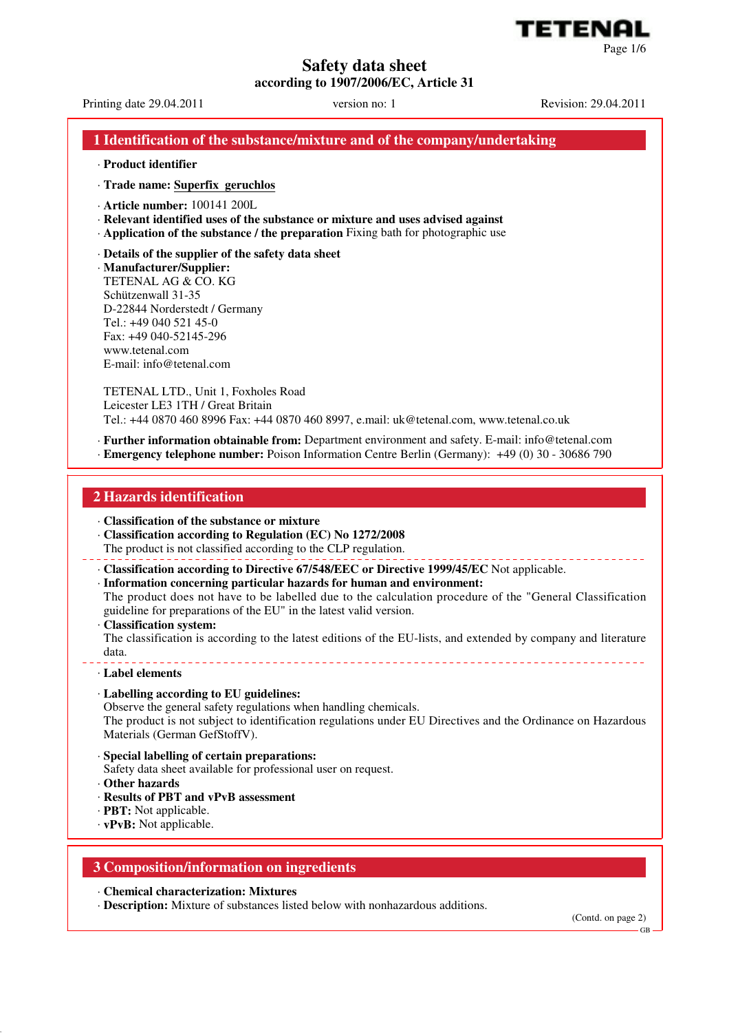# Safety data sheet

**according to 1907/2006/EC, Article 31**

Printing date 29.04.2011 version no: 1 Revision: 29.04.2011

## 1 Identification of the substance/mixture and of the company/undertaking

· **Product identifier**

· **Trade name:** **Superfix geruchlos**

· **Article number:** 100141 200L
· **Relevant identified uses of the substance or mixture and uses advised against**
· **Application of the substance / the preparation** Fixing bath for photographic use

· **Details of the supplier of the safety data sheet**
· **Manufacturer/Supplier:**
TETENAL AG & CO. KG
Schützenwall 31-35
D-22844 Norderstedt / Germany
Tel.: +49 040 521 45-0
Fax: +49 040-52145-296
www.tetenal.com
E-mail: info@tetenal.com

TETENAL LTD., Unit 1, Foxholes Road
Leicester LE3 1TH / Great Britain
Tel.: +44 0870 460 8996 Fax: +44 0870 460 8997, e.mail: uk@tetenal.com, www.tetenal.co.uk

· **Further information obtainable from:** Department environment and safety. E-mail: info@tetenal.com
· **Emergency telephone number:** Poison Information Centre Berlin (Germany): +49 (0) 30 - 30686 790

## 2 Hazards identification

· **Classification of the substance or mixture**
· **Classification according to Regulation (EC) No 1272/2008**
The product is not classified according to the CLP regulation.

· **Classification according to Directive 67/548/EEC or Directive 1999/45/EC** Not applicable.
· **Information concerning particular hazards for human and environment:**
The product does not have to be labelled due to the calculation procedure of the "General Classification guideline for preparations of the EU" in the latest valid version.
· **Classification system:**
The classification is according to the latest editions of the EU-lists, and extended by company and literature data.

· **Label elements**

· **Labelling according to EU guidelines:**
Observe the general safety regulations when handling chemicals.
The product is not subject to identification regulations under EU Directives and the Ordinance on Hazardous Materials (German GefStoffV).

· **Special labelling of certain preparations:**
Safety data sheet available for professional user on request.
· **Other hazards**
· **Results of PBT and vPvB assessment**
· **PBT:** Not applicable.
· **vPvB:** Not applicable.

## 3 Composition/information on ingredients

· **Chemical characterization: Mixtures**
· **Description:** Mixture of substances listed below with nonhazardous additions.

(Contd. on page 2)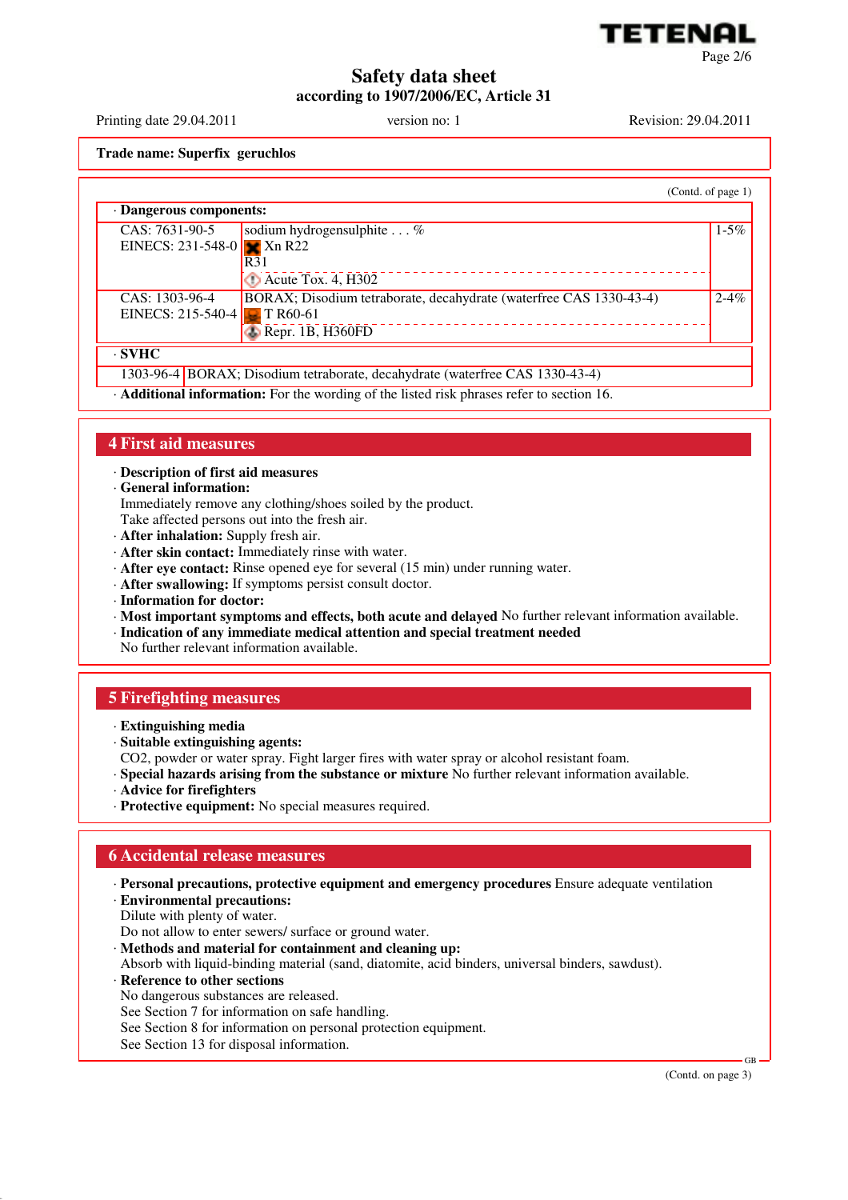Trade name: Superfix geruchlos

(Contd. of page 1)

· **Dangerous components:**

| | | |
|---|---|---|
| CAS: 7631-90-5<br>EINECS: 231-548-0 | sodium hydrogensulphite . . . %<br>Xn R22<br>R31<br>Acute Tox. 4, H302 | 1-5% |
| CAS: 1303-96-4<br>EINECS: 215-540-4 | BORAX; Disodium tetraborate, decahydrate (waterfree CAS 1330-43-4)<br>T R60-61<br>Repr. 1B, H360FD | 2-4% |

· **SVHC**

| | |
|---|---|
| 1303-96-4 | BORAX; Disodium tetraborate, decahydrate (waterfree CAS 1330-43-4) |

· **Additional information:** For the wording of the listed risk phrases refer to section 16.

## 4 First aid measures

· **Description of first aid measures**
· **General information:**
Immediately remove any clothing/shoes soiled by the product.
Take affected persons out into the fresh air.
· **After inhalation:** Supply fresh air.
· **After skin contact:** Immediately rinse with water.
· **After eye contact:** Rinse opened eye for several (15 min) under running water.
· **After swallowing:** If symptoms persist consult doctor.
· **Information for doctor:**
· **Most important symptoms and effects, both acute and delayed** No further relevant information available.
· **Indication of any immediate medical attention and special treatment needed**
No further relevant information available.

## 5 Firefighting measures

· **Extinguishing media**
· **Suitable extinguishing agents:**
$CO_2$, powder or water spray. Fight larger fires with water spray or alcohol resistant foam.
· **Special hazards arising from the substance or mixture** No further relevant information available.
· **Advice for firefighters**
· **Protective equipment:** No special measures required.

## 6 Accidental release measures

· **Personal precautions, protective equipment and emergency procedures** Ensure adequate ventilation
· **Environmental precautions:**
Dilute with plenty of water.
Do not allow to enter sewers/ surface or ground water.
· **Methods and material for containment and cleaning up:**
Absorb with liquid-binding material (sand, diatomite, acid binders, universal binders, sawdust).
· **Reference to other sections**
No dangerous substances are released.
See Section 7 for information on safe handling.
See Section 8 for information on personal protection equipment.
See Section 13 for disposal information.

(Contd. on page 3)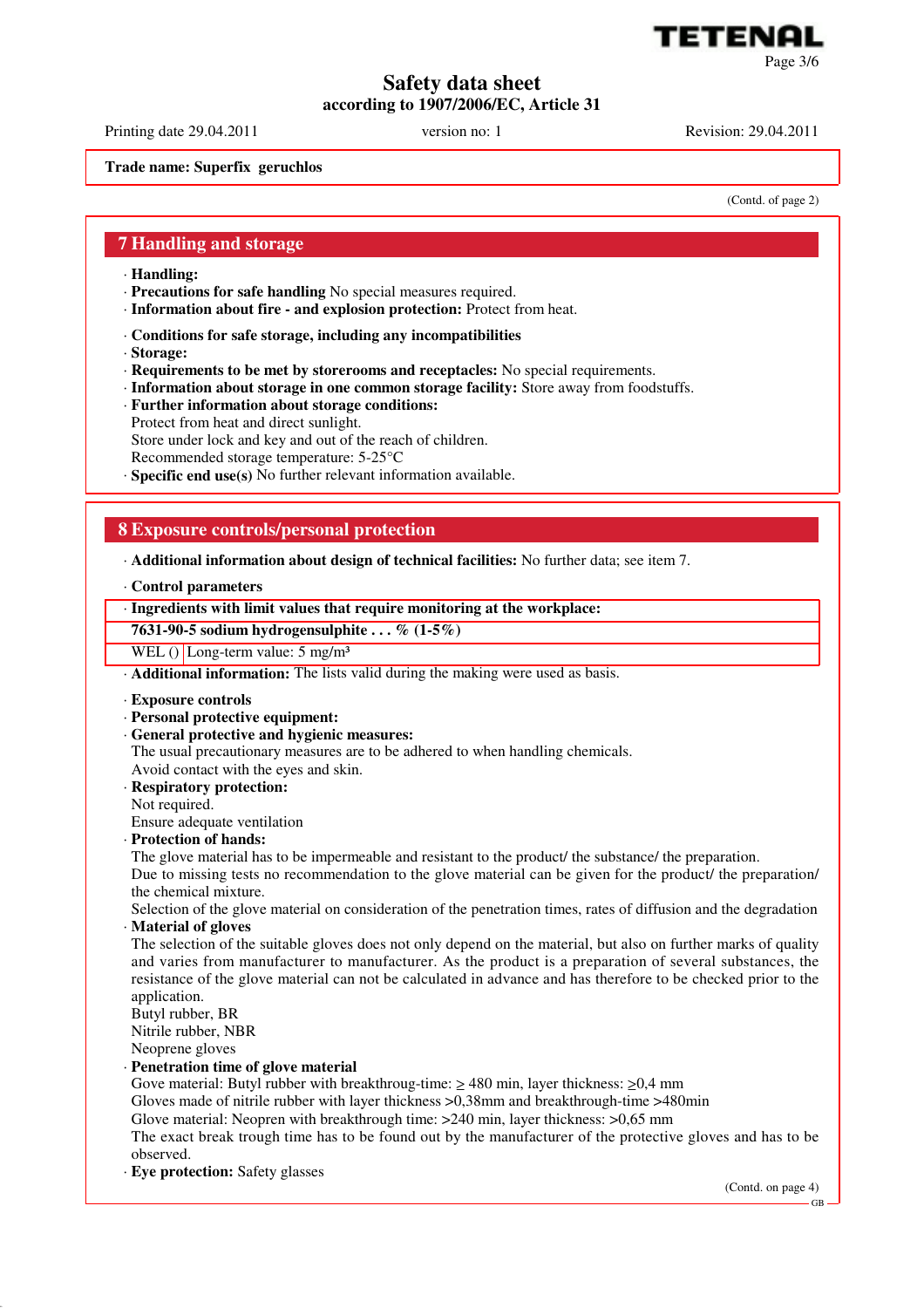**Safety data sheet**
**according to 1907/2006/EC, Article 31**

Printing date 29.04.2011 version no: 1 Revision: 29.04.2011

**Trade name: Superfix geruchlos**

(Contd. of page 2)

## 7 Handling and storage

· **Handling:**
· **Precautions for safe handling** No special measures required.
· **Information about fire - and explosion protection:** Protect from heat.

· **Conditions for safe storage, including any incompatibilities**
· **Storage:**
· **Requirements to be met by storerooms and receptacles:** No special requirements.
· **Information about storage in one common storage facility:** Store away from foodstuffs.
· **Further information about storage conditions:**
Protect from heat and direct sunlight.
Store under lock and key and out of the reach of children.
Recommended storage temperature: 5-25°C
· **Specific end use(s)** No further relevant information available.

## 8 Exposure controls/personal protection

· **Additional information about design of technical facilities:** No further data; see item 7.

· **Control parameters**

| · Ingredients with limit values that require monitoring at the workplace: | |
|---|---|
| **7631-90-5 sodium hydrogensulphite . . . % (1-5%)** | |
| WEL () | Long-term value: 5 mg/m³ |

· **Additional information:** The lists valid during the making were used as basis.

· **Exposure controls**
· **Personal protective equipment:**
· **General protective and hygienic measures:**
The usual precautionary measures are to be adhered to when handling chemicals.
Avoid contact with the eyes and skin.
· **Respiratory protection:**
Not required.
Ensure adequate ventilation
· **Protection of hands:**
The glove material has to be impermeable and resistant to the product/ the substance/ the preparation.
Due to missing tests no recommendation to the glove material can be given for the product/ the preparation/ the chemical mixture.
Selection of the glove material on consideration of the penetration times, rates of diffusion and the degradation
· **Material of gloves**
The selection of the suitable gloves does not only depend on the material, but also on further marks of quality and varies from manufacturer to manufacturer. As the product is a preparation of several substances, the resistance of the glove material can not be calculated in advance and has therefore to be checked prior to the application.
Butyl rubber, BR
Nitrile rubber, NBR
Neoprene gloves
· **Penetration time of glove material**
Gove material: Butyl rubber with breakthroug-time: ≥ 480 min, layer thickness: ≥0,4 mm
Gloves made of nitrile rubber with layer thickness >0,38mm and breakthrough-time >480min
Glove material: Neopren with breakthrough time: >240 min, layer thickness: >0,65 mm
The exact break trough time has to be found out by the manufacturer of the protective gloves and has to be observed.
· **Eye protection:** Safety glasses

(Contd. on page 4)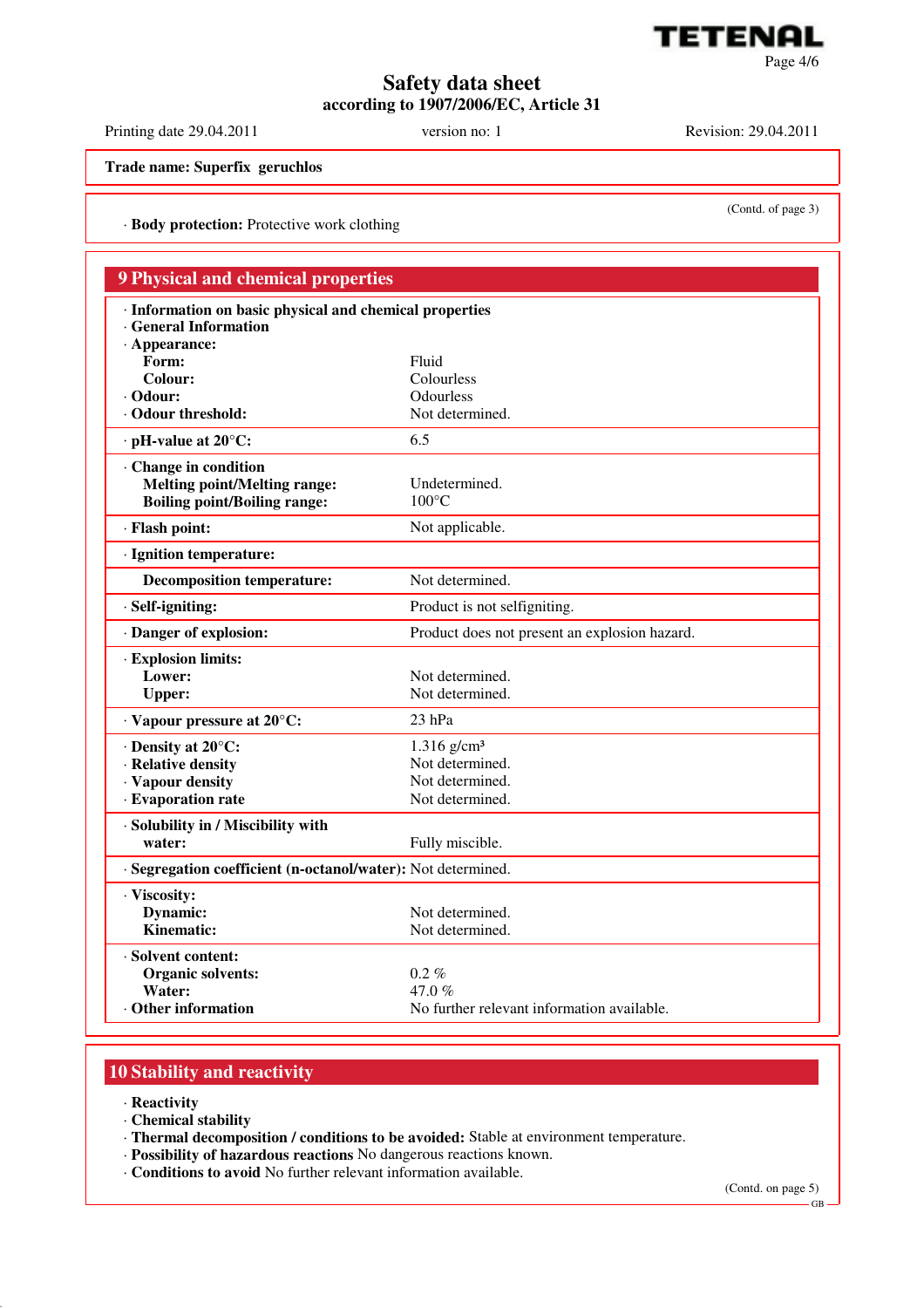**Safety data sheet**
**according to 1907/2006/EC, Article 31**

Printing date 29.04.2011 version no: 1 Revision: 29.04.2011

**Trade name: Superfix geruchlos**

(Contd. of page 3)

· **Body protection:** Protective work clothing

## 9 Physical and chemical properties

| | |
|---|---|
| · **Information on basic physical and chemical properties** | |
| · **General Information** | |
| · **Appearance:** | |
| **Form:** | Fluid |
| **Colour:** | Colourless |
| · **Odour:** | Odourless |
| · **Odour threshold:** | Not determined. |
| · **pH-value at 20°C:** | 6.5 |
| · **Change in condition** | |
| **Melting point/Melting range:** | Undetermined. |
| **Boiling point/Boiling range:** | 100°C |
| · **Flash point:** | Not applicable. |
| · **Ignition temperature:** | |
| **Decomposition temperature:** | Not determined. |
| · **Self-igniting:** | Product is not selfigniting. |
| · **Danger of explosion:** | Product does not present an explosion hazard. |
| · **Explosion limits:** | |
| **Lower:** | Not determined. |
| **Upper:** | Not determined. |
| · **Vapour pressure at 20°C:** | 23 hPa |
| · **Density at 20°C:** | 1.316 g/cm³ |
| · **Relative density** | Not determined. |
| · **Vapour density** | Not determined. |
| · **Evaporation rate** | Not determined. |
| · **Solubility in / Miscibility with** | |
| **water:** | Fully miscible. |
| · **Segregation coefficient (n-octanol/water):** | Not determined. |
| · **Viscosity:** | |
| **Dynamic:** | Not determined. |
| **Kinematic:** | Not determined. |
| · **Solvent content:** | |
| **Organic solvents:** | 0.2 % |
| **Water:** | 47.0 % |
| · **Other information** | No further relevant information available. |

## 10 Stability and reactivity

· **Reactivity**
· **Chemical stability**
· **Thermal decomposition / conditions to be avoided:** Stable at environment temperature.
· **Possibility of hazardous reactions** No dangerous reactions known.
· **Conditions to avoid** No further relevant information available.

(Contd. on page 5)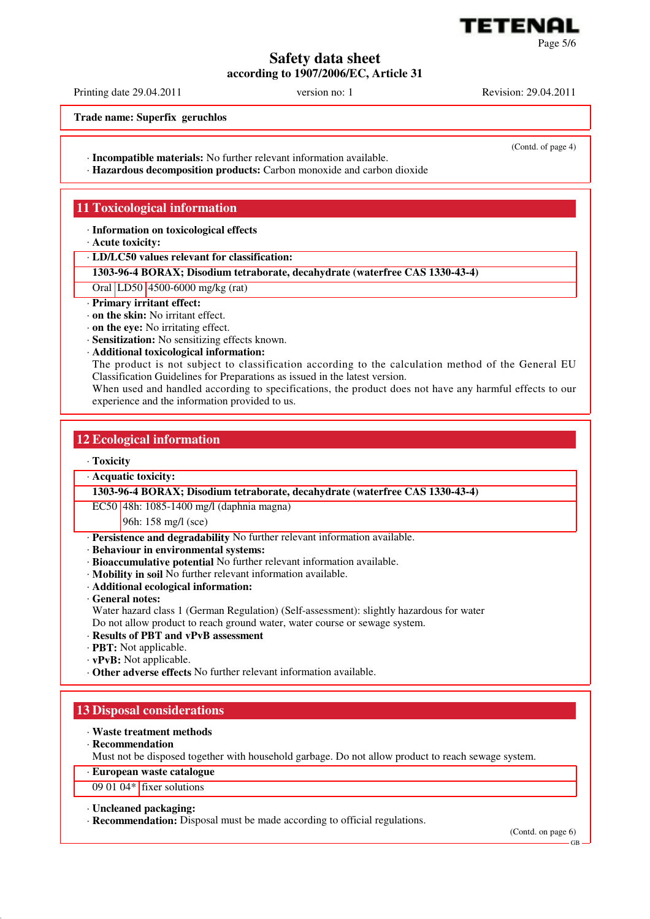Trade name: **Superfix geruchlos**

(Contd. of page 4)

· **Incompatible materials:** No further relevant information available.
· **Hazardous decomposition products:** Carbon monoxide and carbon dioxide

## 11 Toxicological information

· **Information on toxicological effects**
· **Acute toxicity:**

| · LD/LC50 values relevant for classification: | | |
|---|---|---|
| **1303-96-4 BORAX; Disodium tetraborate, decahydrate (waterfree CAS 1330-43-4)** | | |
| Oral | LD50 | 4500-6000 mg/kg (rat) |

· **Primary irritant effect:**
· **on the skin:** No irritant effect.
· **on the eye:** No irritating effect.
· **Sensitization:** No sensitizing effects known.
· **Additional toxicological information:**
The product is not subject to classification according to the calculation method of the General EU Classification Guidelines for Preparations as issued in the latest version.
When used and handled according to specifications, the product does not have any harmful effects to our experience and the information provided to us.

## 12 Ecological information

· **Toxicity**

| · Acquatic toxicity: | |
|---|---|
| **1303-96-4 BORAX; Disodium tetraborate, decahydrate (waterfree CAS 1330-43-4)** | |
| EC50 | 48h: 1085-1400 mg/l (daphnia magna) |
| | 96h: 158 mg/l (sce) |

· **Persistence and degradability** No further relevant information available.
· **Behaviour in environmental systems:**
· **Bioaccumulative potential** No further relevant information available.
· **Mobility in soil** No further relevant information available.
· **Additional ecological information:**
· **General notes:**
Water hazard class 1 (German Regulation) (Self-assessment): slightly hazardous for water
Do not allow product to reach ground water, water course or sewage system.
· **Results of PBT and vPvB assessment**
· **PBT:** Not applicable.
· **vPvB:** Not applicable.
· **Other adverse effects** No further relevant information available.

## 13 Disposal considerations

· **Waste treatment methods**
· **Recommendation**
Must not be disposed together with household garbage. Do not allow product to reach sewage system.

| · European waste catalogue | |
|---|---|
| 09 01 04* | fixer solutions |

· **Uncleaned packaging:**
· **Recommendation:** Disposal must be made according to official regulations.

(Contd. on page 6)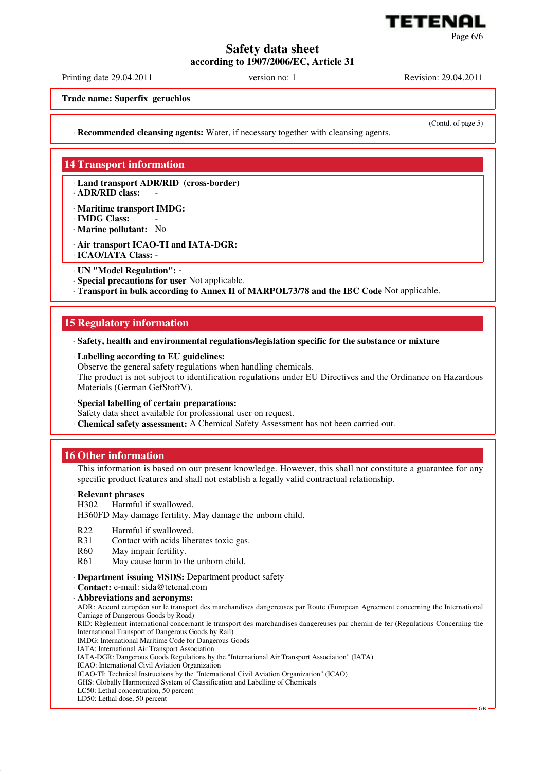**Trade name: Superfix geruchlos**

(Contd. of page 5)

· **Recommended cleansing agents:** Water, if necessary together with cleansing agents.

## 14 Transport information

· **Land transport ADR/RID (cross-border)**
· **ADR/RID class:** -

· **Maritime transport IMDG:**
· **IMDG Class:** -
· **Marine pollutant:** No

· **Air transport ICAO-TI and IATA-DGR:**
· **ICAO/IATA Class:** -

· **UN "Model Regulation":** -
· **Special precautions for user** Not applicable.
· **Transport in bulk according to Annex II of MARPOL73/78 and the IBC Code** Not applicable.

## 15 Regulatory information

· **Safety, health and environmental regulations/legislation specific for the substance or mixture**

· **Labelling according to EU guidelines:**
Observe the general safety regulations when handling chemicals.
The product is not subject to identification regulations under EU Directives and the Ordinance on Hazardous Materials (German GefStoffV).

· **Special labelling of certain preparations:**
Safety data sheet available for professional user on request.
· **Chemical safety assessment:** A Chemical Safety Assessment has not been carried out.

## 16 Other information

This information is based on our present knowledge. However, this shall not constitute a guarantee for any specific product features and shall not establish a legally valid contractual relationship.

· **Relevant phrases**
H302 Harmful if swallowed.
H360FD May damage fertility. May damage the unborn child.

R22 Harmful if swallowed.
R31 Contact with acids liberates toxic gas.
R60 May impair fertility.
R61 May cause harm to the unborn child.

· **Department issuing MSDS:** Department product safety
· **Contact:** e-mail: sida@tetenal.com
· **Abbreviations and acronyms:**
ADR: Accord européen sur le transport des marchandises dangereuses par Route (European Agreement concerning the International Carriage of Dangerous Goods by Road)
RID: Règlement international concernant le transport des marchandises dangereuses par chemin de fer (Regulations Concerning the International Transport of Dangerous Goods by Rail)
IMDG: International Maritime Code for Dangerous Goods
IATA: International Air Transport Association
IATA-DGR: Dangerous Goods Regulations by the "International Air Transport Association" (IATA)
ICAO: International Civil Aviation Organization
ICAO-TI: Technical Instructions by the "International Civil Aviation Organization" (ICAO)
GHS: Globally Harmonized System of Classification and Labelling of Chemicals
LC50: Lethal concentration, 50 percent
LD50: Lethal dose, 50 percent